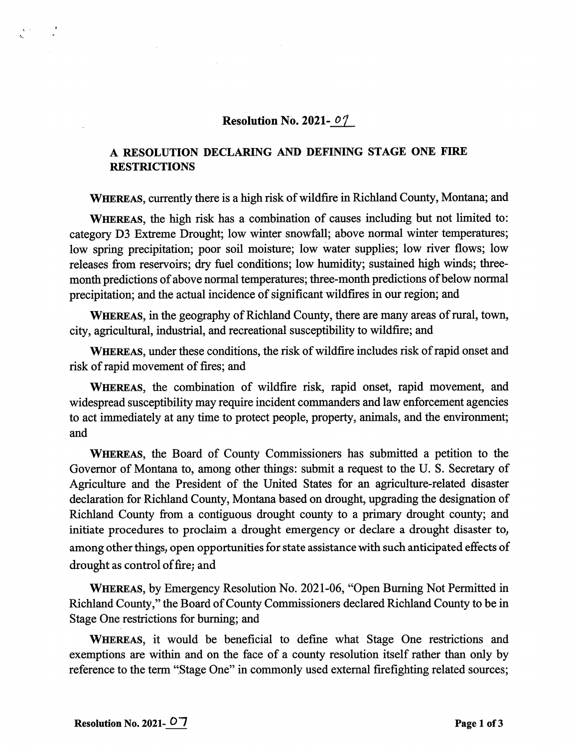# Resolution No. 2021-07

## A RESOLUTION DECLARING AND DEFINING STAGE ONE FIRE RESTRICTIONS

**WHEREAS**, currently there is a high risk of wildfire in Richland County, Montana; and

**WHEREAS**, the high risk has a combination of causes including but not limited to: category D3 Extreme Drought; low winter snowfall; above normal winter temperatures; low spring precipitation; poor soil moisture; low water supplies; low river flows; low releases from reservoirs; dry fuel conditions; low humidity; sustained high winds; three-month predictions of above normal temperatures; three-month predictions of below normal precipitation; and the actual incidence of significant wildfires in our region; and

**WHEREAS**, in the geography of Richland County, there are many areas of rural, town, city, agricultural, industrial, and recreational susceptibility to wildfire; and

**WHEREAS**, under these conditions, the risk of wildfire includes risk of rapid onset and risk of rapid movement of fires; and

**WHEREAS**, the combination of wildfire risk, rapid onset, rapid movement, and widespread susceptibility may require incident commanders and law enforcement agencies to act immediately at any time to protect people, property, animals, and the environment; and

**WHEREAS**, the Board of County Commissioners has submitted a petition to the Governor of Montana to, among other things: submit a request to the U. S. Secretary of Agriculture and the President of the United States for an agriculture-related disaster declaration for Richland County, Montana based on drought, upgrading the designation of Richland County from a contiguous drought county to a primary drought county; and initiate procedures to proclaim a drought emergency or declare a drought disaster to, among other things, open opportunities for state assistance with such anticipated effects of drought as control of fire; and

**WHEREAS**, by Emergency Resolution No. 2021-06, "Open Burning Not Permitted in Richland County," the Board of County Commissioners declared Richland County to be in Stage One restrictions for burning; and

**WHEREAS**, it would be beneficial to define what Stage One restrictions and exemptions are within and on the face of a county resolution itself rather than only by reference to the term "Stage One" in commonly used external firefighting related sources;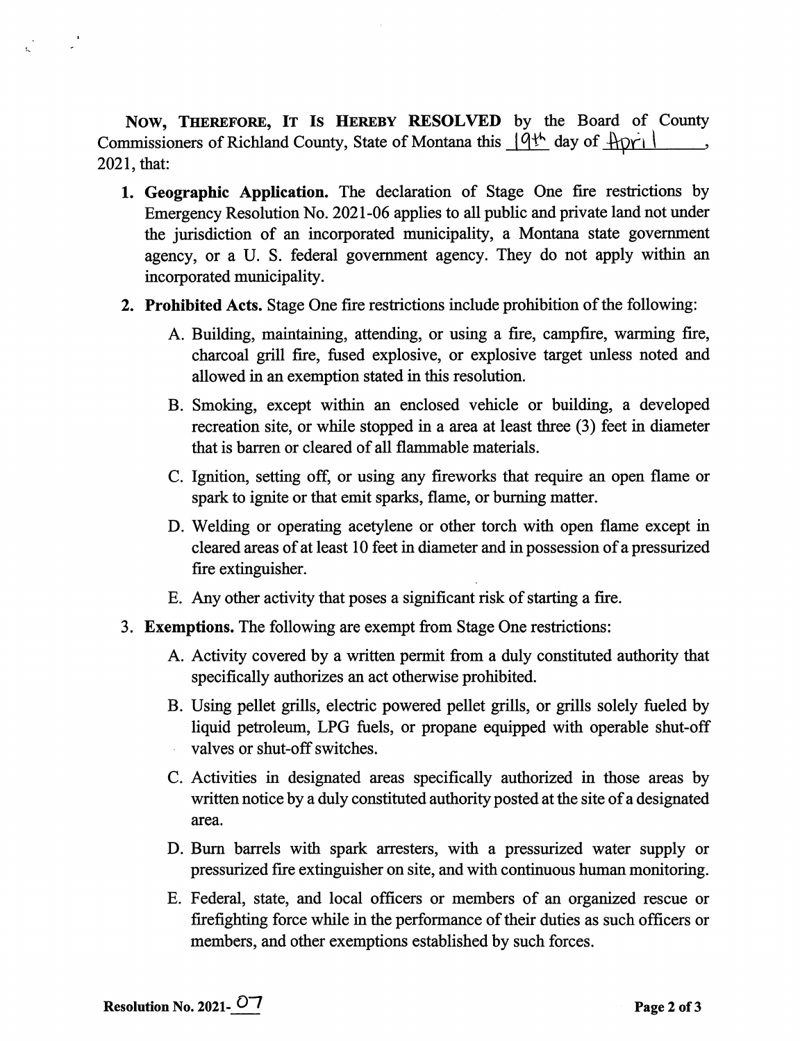**Now, Therefore, It Is Hereby RESOLVED** by the Board of County Commissioners of Richland County, State of Montana this 19th day of April, 2021, that:

1. **Geographic Application.** The declaration of Stage One fire restrictions by Emergency Resolution No. 2021-06 applies to all public and private land not under the jurisdiction of an incorporated municipality, a Montana state government agency, or a U. S. federal government agency. They do not apply within an incorporated municipality.

2. **Prohibited Acts.** Stage One fire restrictions include prohibition of the following:

   A. Building, maintaining, attending, or using a fire, campfire, warming fire, charcoal grill fire, fused explosive, or explosive target unless noted and allowed in an exemption stated in this resolution.

   B. Smoking, except within an enclosed vehicle or building, a developed recreation site, or while stopped in a area at least three (3) feet in diameter that is barren or cleared of all flammable materials.

   C. Ignition, setting off, or using any fireworks that require an open flame or spark to ignite or that emit sparks, flame, or burning matter.

   D. Welding or operating acetylene or other torch with open flame except in cleared areas of at least 10 feet in diameter and in possession of a pressurized fire extinguisher.

   E. Any other activity that poses a significant risk of starting a fire.

3. **Exemptions.** The following are exempt from Stage One restrictions:

   A. Activity covered by a written permit from a duly constituted authority that specifically authorizes an act otherwise prohibited.

   B. Using pellet grills, electric powered pellet grills, or grills solely fueled by liquid petroleum, LPG fuels, or propane equipped with operable shut-off valves or shut-off switches.

   C. Activities in designated areas specifically authorized in those areas by written notice by a duly constituted authority posted at the site of a designated area.

   D. Burn barrels with spark arresters, with a pressurized water supply or pressurized fire extinguisher on site, and with continuous human monitoring.

   E. Federal, state, and local officers or members of an organized rescue or firefighting force while in the performance of their duties as such officers or members, and other exemptions established by such forces.

**Resolution No. 2021-07**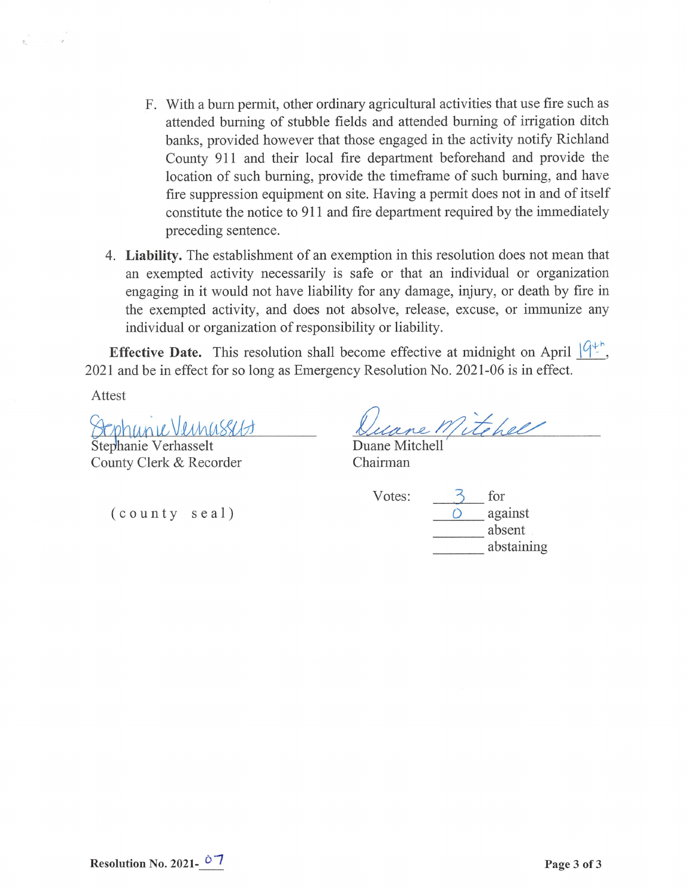F. With a burn permit, other ordinary agricultural activities that use fire such as attended burning of stubble fields and attended burning of irrigation ditch banks, provided however that those engaged in the activity notify Richland County 911 and their local fire department beforehand and provide the location of such burning, provide the timeframe of such burning, and have fire suppression equipment on site. Having a permit does not in and of itself constitute the notice to 911 and fire department required by the immediately preceding sentence.

4. **Liability.** The establishment of an exemption in this resolution does not mean that an exempted activity necessarily is safe or that an individual or organization engaging in it would not have liability for any damage, injury, or death by fire in the exempted activity, and does not absolve, release, excuse, or immunize any individual or organization of responsibility or liability.

**Effective Date.** This resolution shall become effective at midnight on April 19th, 2021 and be in effect for so long as Emergency Resolution No. 2021-06 is in effect.

Attest

Stephanie Verhasselt
Stephanie Verhasselt
County Clerk & Recorder

Duane Mitchell
Duane Mitchell
Chairman

(county seal)

Votes:
3 for
0 against
_______ absent
_______ abstaining

Resolution No. 2021-07